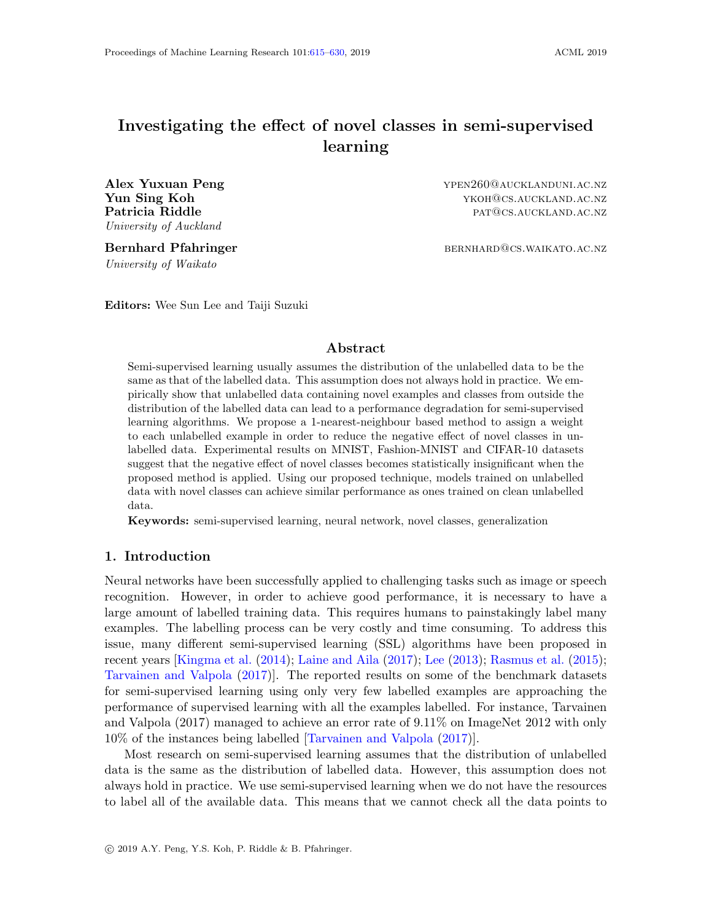# Investigating the effect of novel classes in semi-supervised learning

**Alex Yuxuan Peng** ypen260@aucklanduni.ac.nz
**Yun Sing Koh** ykoh@cs.auckland.ac.nz
**Patricia Riddle** pat@cs.auckland.ac.nz
*University of Auckland*

**Bernhard Pfahringer** bernhard@cs.waikato.ac.nz
*University of Waikato*

**Editors:** Wee Sun Lee and Taiji Suzuki

## Abstract

Semi-supervised learning usually assumes the distribution of the unlabelled data to be the same as that of the labelled data. This assumption does not always hold in practice. We empirically show that unlabelled data containing novel examples and classes from outside the distribution of the labelled data can lead to a performance degradation for semi-supervised learning algorithms. We propose a 1-nearest-neighbour based method to assign a weight to each unlabelled example in order to reduce the negative effect of novel classes in unlabelled data. Experimental results on MNIST, Fashion-MNIST and CIFAR-10 datasets suggest that the negative effect of novel classes becomes statistically insignificant when the proposed method is applied. Using our proposed technique, models trained on unlabelled data with novel classes can achieve similar performance as ones trained on clean unlabelled data.

**Keywords:** semi-supervised learning, neural network, novel classes, generalization

## 1. Introduction

Neural networks have been successfully applied to challenging tasks such as image or speech recognition. However, in order to achieve good performance, it is necessary to have a large amount of labelled training data. This requires humans to painstakingly label many examples. The labelling process can be very costly and time consuming. To address this issue, many different semi-supervised learning (SSL) algorithms have been proposed in recent years [Kingma et al. (2014); Laine and Aila (2017); Lee (2013); Rasmus et al. (2015); Tarvainen and Valpola (2017)]. The reported results on some of the benchmark datasets for semi-supervised learning using only very few labelled examples are approaching the performance of supervised learning with all the examples labelled. For instance, Tarvainen and Valpola (2017) managed to achieve an error rate of 9.11% on ImageNet 2012 with only 10% of the instances being labelled [Tarvainen and Valpola (2017)].

Most research on semi-supervised learning assumes that the distribution of unlabelled data is the same as the distribution of labelled data. However, this assumption does not always hold in practice. We use semi-supervised learning when we do not have the resources to label all of the available data. This means that we cannot check all the data points to

© 2019 A.Y. Peng, Y.S. Koh, P. Riddle & B. Pfahringer.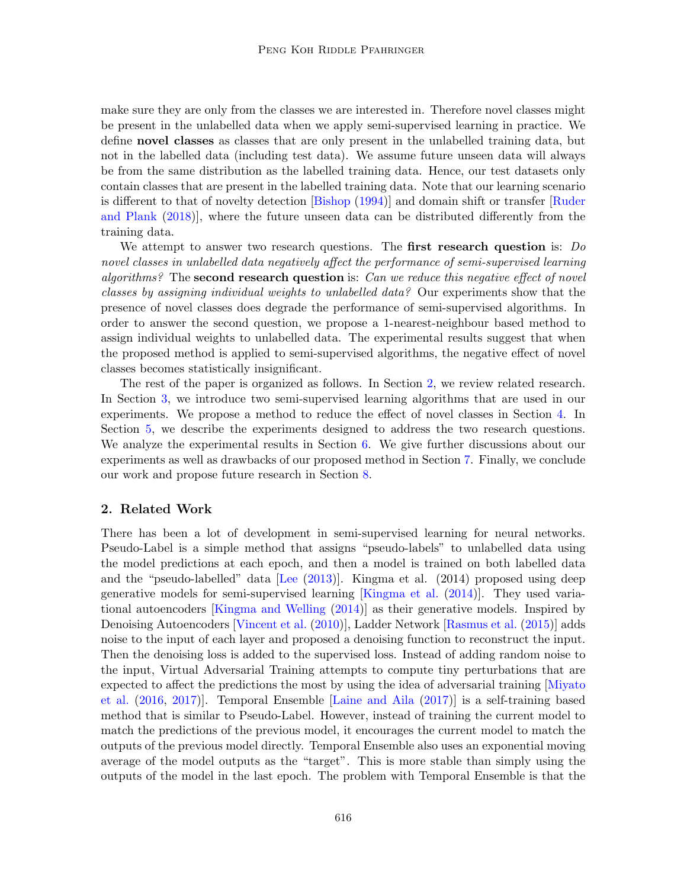make sure they are only from the classes we are interested in. Therefore novel classes might be present in the unlabelled data when we apply semi-supervised learning in practice. We define **novel classes** as classes that are only present in the unlabelled training data, but not in the labelled data (including test data). We assume future unseen data will always be from the same distribution as the labelled training data. Hence, our test datasets only contain classes that are present in the labelled training data. Note that our learning scenario is different to that of novelty detection [Bishop (1994)] and domain shift or transfer [Ruder and Plank (2018)], where the future unseen data can be distributed differently from the training data.

We attempt to answer two research questions. The **first research question** is: *Do novel classes in unlabelled data negatively affect the performance of semi-supervised learning algorithms?* The **second research question** is: *Can we reduce this negative effect of novel classes by assigning individual weights to unlabelled data?* Our experiments show that the presence of novel classes does degrade the performance of semi-supervised algorithms. In order to answer the second question, we propose a 1-nearest-neighbour based method to assign individual weights to unlabelled data. The experimental results suggest that when the proposed method is applied to semi-supervised algorithms, the negative effect of novel classes becomes statistically insignificant.

The rest of the paper is organized as follows. In Section 2, we review related research. In Section 3, we introduce two semi-supervised learning algorithms that are used in our experiments. We propose a method to reduce the effect of novel classes in Section 4. In Section 5, we describe the experiments designed to address the two research questions. We analyze the experimental results in Section 6. We give further discussions about our experiments as well as drawbacks of our proposed method in Section 7. Finally, we conclude our work and propose future research in Section 8.

## 2. Related Work

There has been a lot of development in semi-supervised learning for neural networks. Pseudo-Label is a simple method that assigns "pseudo-labels" to unlabelled data using the model predictions at each epoch, and then a model is trained on both labelled data and the "pseudo-labelled" data [Lee (2013)]. Kingma et al. (2014) proposed using deep generative models for semi-supervised learning [Kingma et al. (2014)]. They used variational autoencoders [Kingma and Welling (2014)] as their generative models. Inspired by Denoising Autoencoders [Vincent et al. (2010)], Ladder Network [Rasmus et al. (2015)] adds noise to the input of each layer and proposed a denoising function to reconstruct the input. Then the denoising loss is added to the supervised loss. Instead of adding random noise to the input, Virtual Adversarial Training attempts to compute tiny perturbations that are expected to affect the predictions the most by using the idea of adversarial training [Miyato et al. (2016, 2017)]. Temporal Ensemble [Laine and Aila (2017)] is a self-training based method that is similar to Pseudo-Label. However, instead of training the current model to match the predictions of the previous model, it encourages the current model to match the outputs of the previous model directly. Temporal Ensemble also uses an exponential moving average of the model outputs as the "target". This is more stable than simply using the outputs of the model in the last epoch. The problem with Temporal Ensemble is that the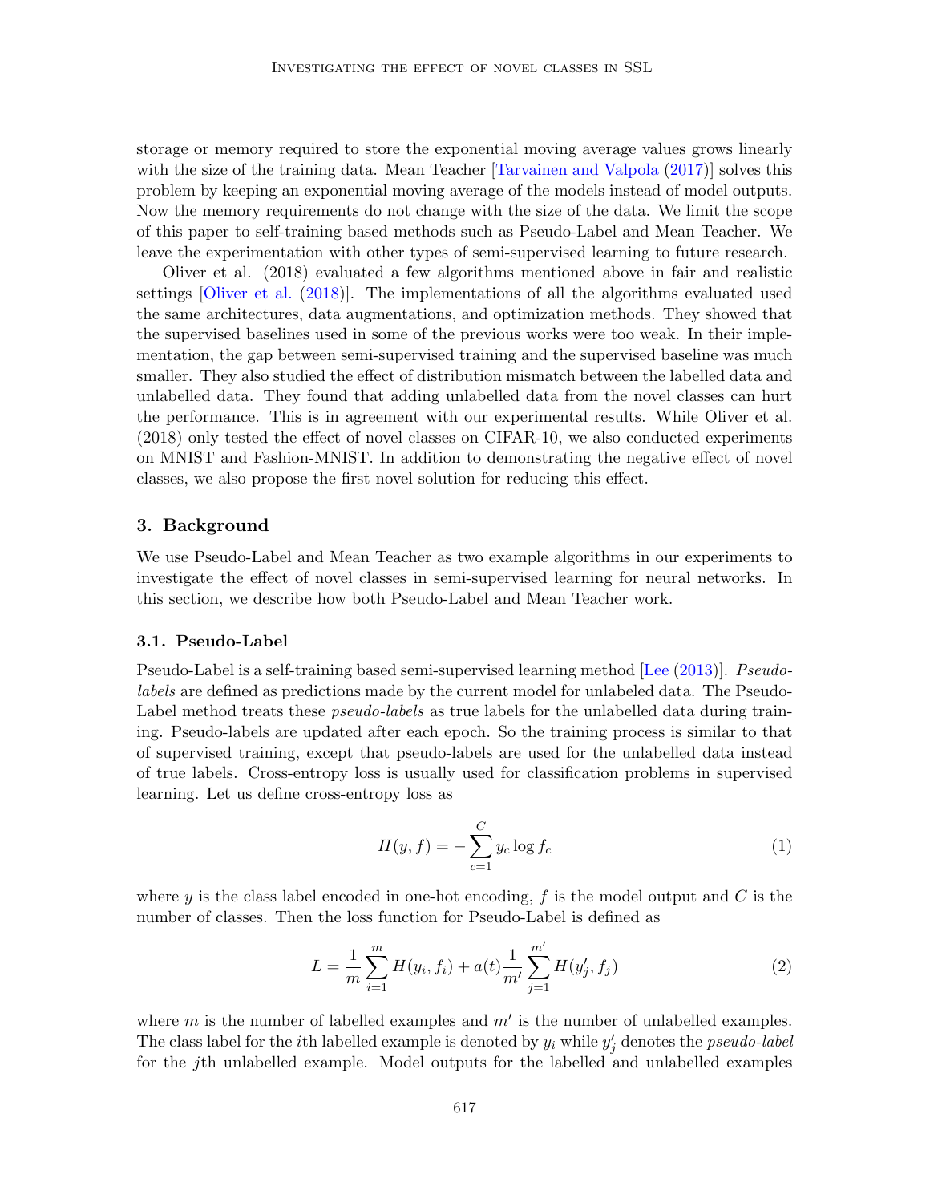storage or memory required to store the exponential moving average values grows linearly with the size of the training data. Mean Teacher [Tarvainen and Valpola (2017)] solves this problem by keeping an exponential moving average of the models instead of model outputs. Now the memory requirements do not change with the size of the data. We limit the scope of this paper to self-training based methods such as Pseudo-Label and Mean Teacher. We leave the experimentation with other types of semi-supervised learning to future research.

Oliver et al. (2018) evaluated a few algorithms mentioned above in fair and realistic settings [Oliver et al. (2018)]. The implementations of all the algorithms evaluated used the same architectures, data augmentations, and optimization methods. They showed that the supervised baselines used in some of the previous works were too weak. In their implementation, the gap between semi-supervised training and the supervised baseline was much smaller. They also studied the effect of distribution mismatch between the labelled data and unlabelled data. They found that adding unlabelled data from the novel classes can hurt the performance. This is in agreement with our experimental results. While Oliver et al. (2018) only tested the effect of novel classes on CIFAR-10, we also conducted experiments on MNIST and Fashion-MNIST. In addition to demonstrating the negative effect of novel classes, we also propose the first novel solution for reducing this effect.

## 3. Background

We use Pseudo-Label and Mean Teacher as two example algorithms in our experiments to investigate the effect of novel classes in semi-supervised learning for neural networks. In this section, we describe how both Pseudo-Label and Mean Teacher work.

### 3.1. Pseudo-Label

Pseudo-Label is a self-training based semi-supervised learning method [Lee (2013)]. *Pseudo-labels* are defined as predictions made by the current model for unlabeled data. The Pseudo-Label method treats these *pseudo-labels* as true labels for the unlabelled data during training. Pseudo-labels are updated after each epoch. So the training process is similar to that of supervised training, except that pseudo-labels are used for the unlabelled data instead of true labels. Cross-entropy loss is usually used for classification problems in supervised learning. Let us define cross-entropy loss as

$$H(y, f) = -\sum_{c=1}^{C} y_c \log f_c \tag{1}$$

where $y$ is the class label encoded in one-hot encoding, $f$ is the model output and $C$ is the number of classes. Then the loss function for Pseudo-Label is defined as

$$L = \frac{1}{m}\sum_{i=1}^{m} H(y_i, f_i) + a(t)\frac{1}{m'}\sum_{j=1}^{m'} H(y'_j, f_j) \tag{2}$$

where $m$ is the number of labelled examples and $m'$ is the number of unlabelled examples. The class label for the $i$th labelled example is denoted by $y_i$ while $y'_j$ denotes the *pseudo-label* for the $j$th unlabelled example. Model outputs for the labelled and unlabelled examples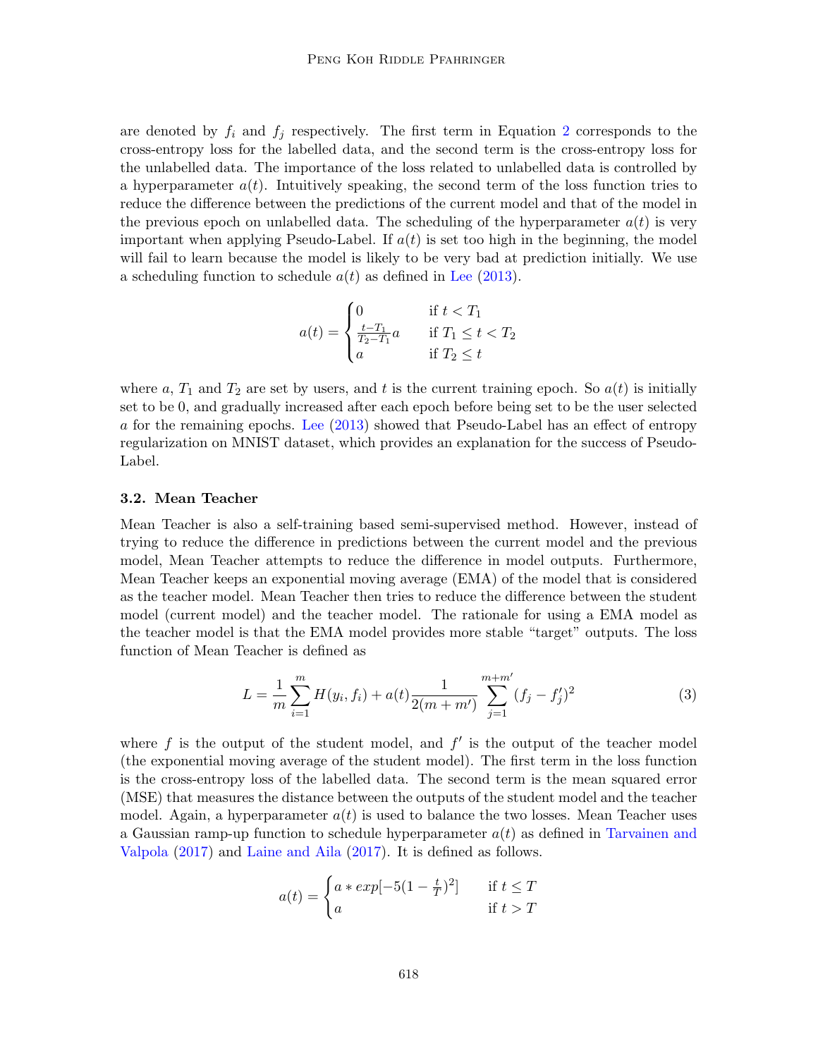are denoted by $f_i$ and $f_j$ respectively. The first term in Equation 2 corresponds to the cross-entropy loss for the labelled data, and the second term is the cross-entropy loss for the unlabelled data. The importance of the loss related to unlabelled data is controlled by a hyperparameter $a(t)$. Intuitively speaking, the second term of the loss function tries to reduce the difference between the predictions of the current model and that of the model in the previous epoch on unlabelled data. The scheduling of the hyperparameter $a(t)$ is very important when applying Pseudo-Label. If $a(t)$ is set too high in the beginning, the model will fail to learn because the model is likely to be very bad at prediction initially. We use a scheduling function to schedule $a(t)$ as defined in Lee (2013).

$$
a(t) = \begin{cases} 0 & \text{if } t < T_1 \\ \frac{t - T_1}{T_2 - T_1} a & \text{if } T_1 \leq t < T_2 \\ a & \text{if } T_2 \leq t \end{cases}
$$

where $a$, $T_1$ and $T_2$ are set by users, and $t$ is the current training epoch. So $a(t)$ is initially set to be 0, and gradually increased after each epoch before being set to be the user selected $a$ for the remaining epochs. Lee (2013) showed that Pseudo-Label has an effect of entropy regularization on MNIST dataset, which provides an explanation for the success of Pseudo-Label.

### 3.2. Mean Teacher

Mean Teacher is also a self-training based semi-supervised method. However, instead of trying to reduce the difference in predictions between the current model and the previous model, Mean Teacher attempts to reduce the difference in model outputs. Furthermore, Mean Teacher keeps an exponential moving average (EMA) of the model that is considered as the teacher model. Mean Teacher then tries to reduce the difference between the student model (current model) and the teacher model. The rationale for using a EMA model as the teacher model is that the EMA model provides more stable "target" outputs. The loss function of Mean Teacher is defined as

$$
L = \frac{1}{m} \sum_{i=1}^{m} H(y_i, f_i) + a(t) \frac{1}{2(m + m')} \sum_{j=1}^{m+m'} (f_j - f'_j)^2 \tag{3}
$$

where $f$ is the output of the student model, and $f'$ is the output of the teacher model (the exponential moving average of the student model). The first term in the loss function is the cross-entropy loss of the labelled data. The second term is the mean squared error (MSE) that measures the distance between the outputs of the student model and the teacher model. Again, a hyperparameter $a(t)$ is used to balance the two losses. Mean Teacher uses a Gaussian ramp-up function to schedule hyperparameter $a(t)$ as defined in Tarvainen and Valpola (2017) and Laine and Aila (2017). It is defined as follows.

$$
a(t) = \begin{cases} a * exp[-5(1 - \frac{t}{T})^2] & \text{if } t \leq T \\ a & \text{if } t > T \end{cases}
$$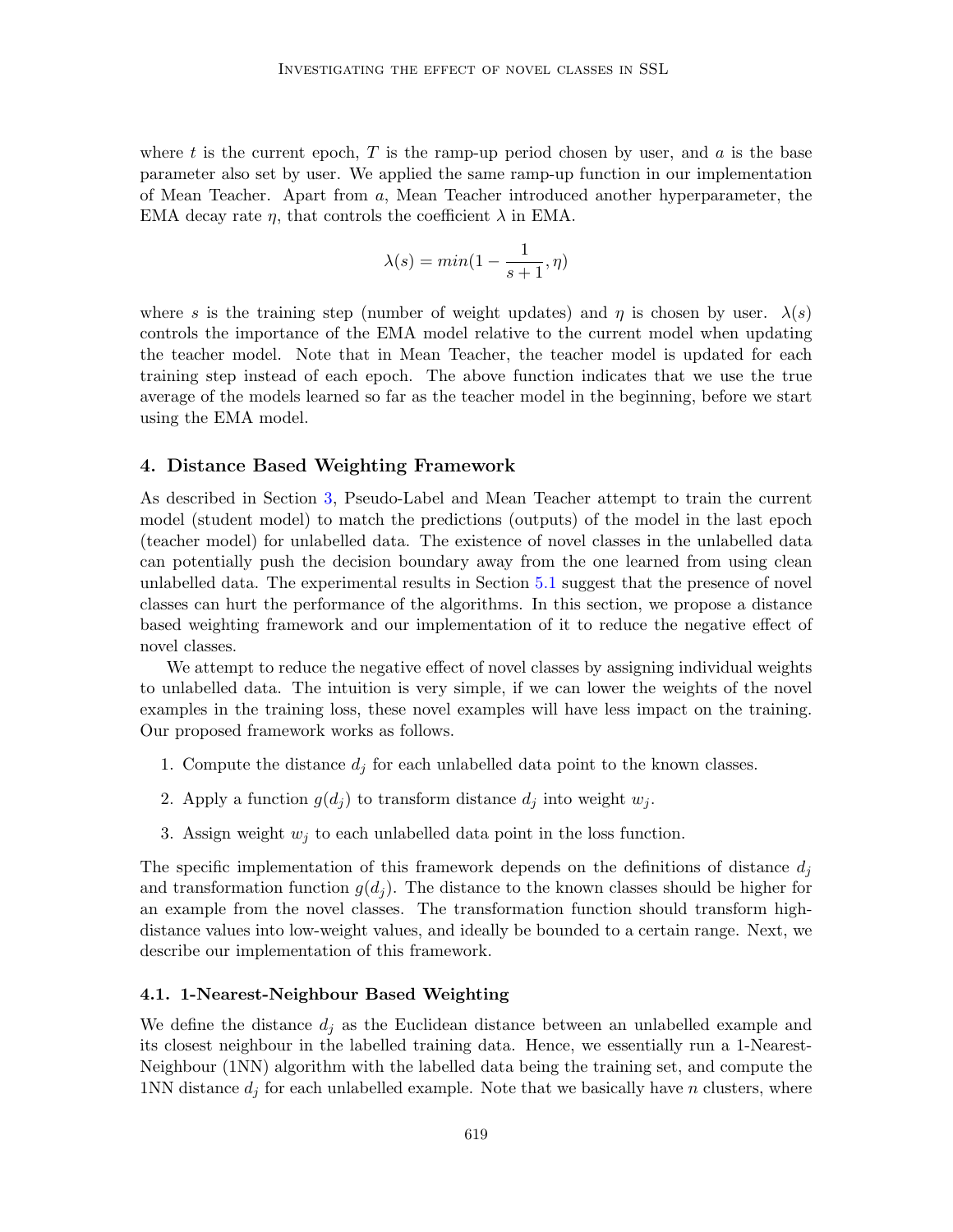where $t$ is the current epoch, $T$ is the ramp-up period chosen by user, and $a$ is the base parameter also set by user. We applied the same ramp-up function in our implementation of Mean Teacher. Apart from $a$, Mean Teacher introduced another hyperparameter, the EMA decay rate $\eta$, that controls the coefficient $\lambda$ in EMA.

$$\lambda(s) = min(1 - \frac{1}{s+1}, \eta)$$

where $s$ is the training step (number of weight updates) and $\eta$ is chosen by user. $\lambda(s)$ controls the importance of the EMA model relative to the current model when updating the teacher model. Note that in Mean Teacher, the teacher model is updated for each training step instead of each epoch. The above function indicates that we use the true average of the models learned so far as the teacher model in the beginning, before we start using the EMA model.

## 4. Distance Based Weighting Framework

As described in Section 3, Pseudo-Label and Mean Teacher attempt to train the current model (student model) to match the predictions (outputs) of the model in the last epoch (teacher model) for unlabelled data. The existence of novel classes in the unlabelled data can potentially push the decision boundary away from the one learned from using clean unlabelled data. The experimental results in Section 5.1 suggest that the presence of novel classes can hurt the performance of the algorithms. In this section, we propose a distance based weighting framework and our implementation of it to reduce the negative effect of novel classes.

We attempt to reduce the negative effect of novel classes by assigning individual weights to unlabelled data. The intuition is very simple, if we can lower the weights of the novel examples in the training loss, these novel examples will have less impact on the training. Our proposed framework works as follows.

1. Compute the distance $d_j$ for each unlabelled data point to the known classes.
2. Apply a function $g(d_j)$ to transform distance $d_j$ into weight $w_j$.
3. Assign weight $w_j$ to each unlabelled data point in the loss function.

The specific implementation of this framework depends on the definitions of distance $d_j$ and transformation function $g(d_j)$. The distance to the known classes should be higher for an example from the novel classes. The transformation function should transform high-distance values into low-weight values, and ideally be bounded to a certain range. Next, we describe our implementation of this framework.

### 4.1. 1-Nearest-Neighbour Based Weighting

We define the distance $d_j$ as the Euclidean distance between an unlabelled example and its closest neighbour in the labelled training data. Hence, we essentially run a 1-Nearest-Neighbour (1NN) algorithm with the labelled data being the training set, and compute the 1NN distance $d_j$ for each unlabelled example. Note that we basically have $n$ clusters, where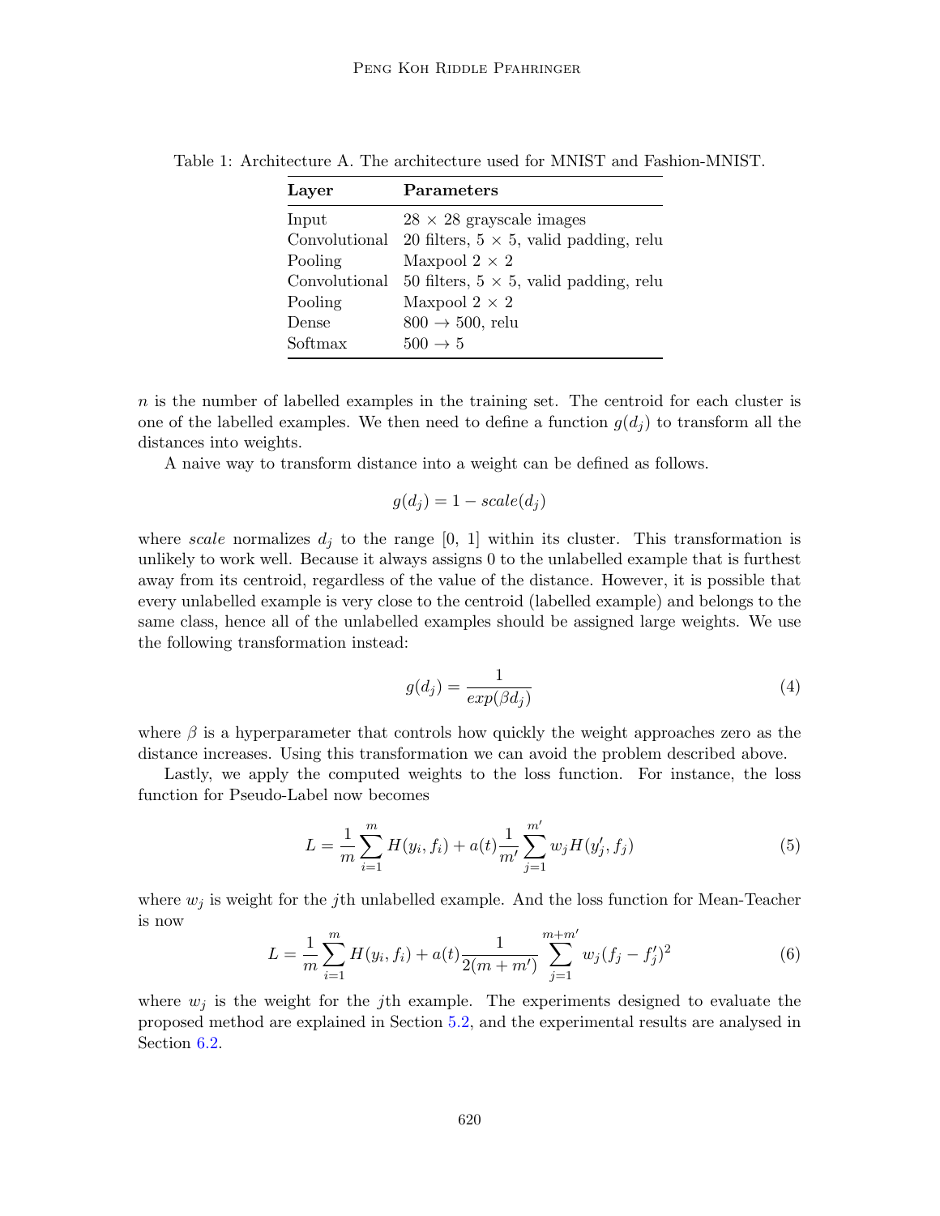Table 1: Architecture A. The architecture used for MNIST and Fashion-MNIST.

| Layer | Parameters |
|---|---|
| Input | $28 \times 28$ grayscale images |
| Convolutional | 20 filters, $5 \times 5$, valid padding, relu |
| Pooling | Maxpool $2 \times 2$ |
| Convolutional | 50 filters, $5 \times 5$, valid padding, relu |
| Pooling | Maxpool $2 \times 2$ |
| Dense | $800 \rightarrow 500$, relu |
| Softmax | $500 \rightarrow 5$ |

$n$ is the number of labelled examples in the training set. The centroid for each cluster is one of the labelled examples. We then need to define a function $g(d_j)$ to transform all the distances into weights.

A naive way to transform distance into a weight can be defined as follows.

$$g(d_j) = 1 - scale(d_j)$$

where *scale* normalizes $d_j$ to the range [0, 1] within its cluster. This transformation is unlikely to work well. Because it always assigns 0 to the unlabelled example that is furthest away from its centroid, regardless of the value of the distance. However, it is possible that every unlabelled example is very close to the centroid (labelled example) and belongs to the same class, hence all of the unlabelled examples should be assigned large weights. We use the following transformation instead:

$$g(d_j) = \frac{1}{exp(\beta d_j)} \tag{4}$$

where $\beta$ is a hyperparameter that controls how quickly the weight approaches zero as the distance increases. Using this transformation we can avoid the problem described above.

Lastly, we apply the computed weights to the loss function. For instance, the loss function for Pseudo-Label now becomes

$$L = \frac{1}{m}\sum_{i=1}^{m} H(y_i, f_i) + a(t)\frac{1}{m'}\sum_{j=1}^{m'} w_j H(y'_j, f_j) \tag{5}$$

where $w_j$ is weight for the $j$th unlabelled example. And the loss function for Mean-Teacher is now

$$L = \frac{1}{m}\sum_{i=1}^{m} H(y_i, f_i) + a(t)\frac{1}{2(m+m')}\sum_{j=1}^{m+m'} w_j (f_j - f'_j)^2 \tag{6}$$

where $w_j$ is the weight for the $j$th example. The experiments designed to evaluate the proposed method are explained in Section 5.2, and the experimental results are analysed in Section 6.2.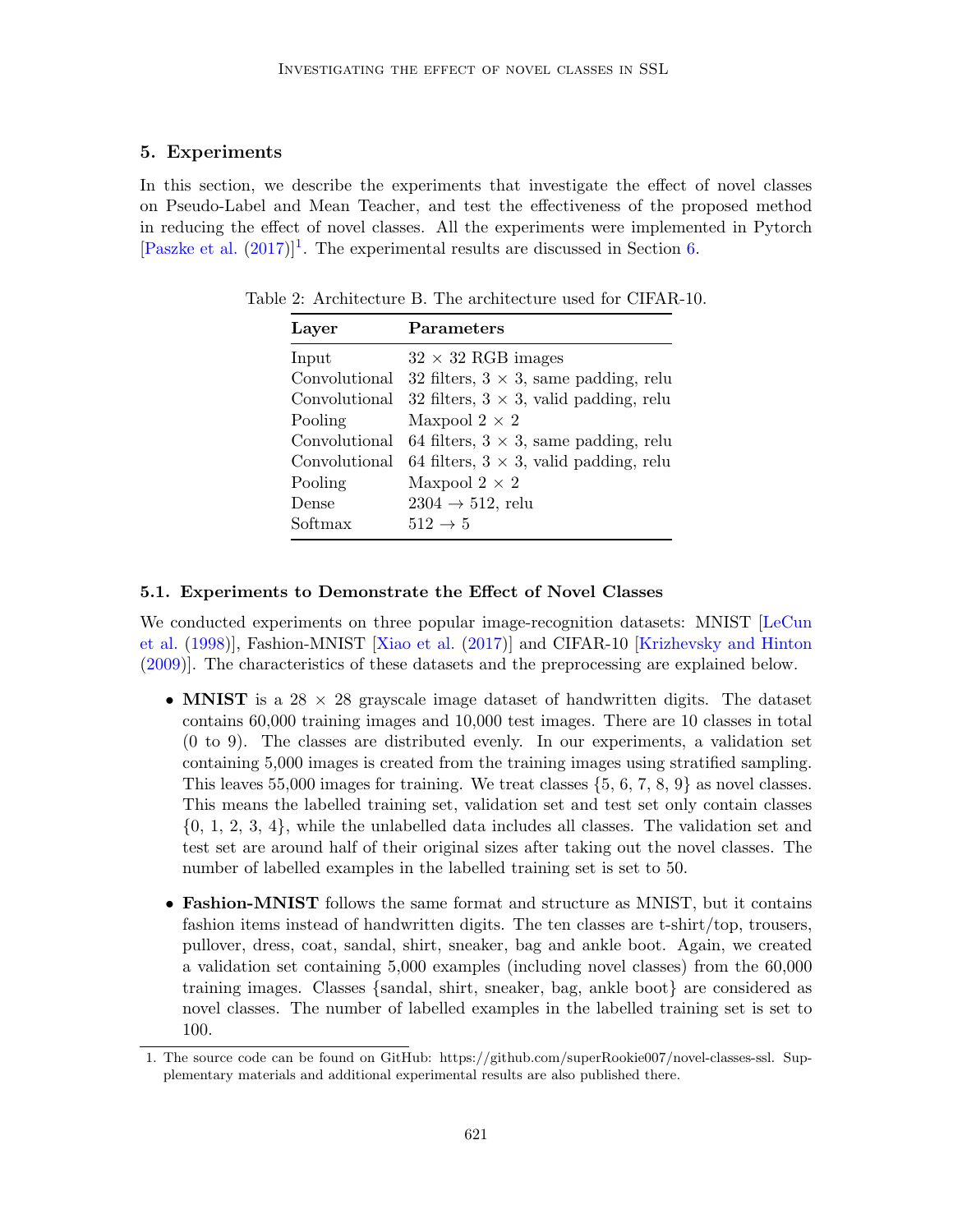## 5. Experiments

In this section, we describe the experiments that investigate the effect of novel classes on Pseudo-Label and Mean Teacher, and test the effectiveness of the proposed method in reducing the effect of novel classes. All the experiments were implemented in Pytorch [Paszke et al. (2017)][1]. The experimental results are discussed in Section 6.

Table 2: Architecture B. The architecture used for CIFAR-10.

| Layer | Parameters |
|---|---|
| Input | $32 \times 32$ RGB images |
| Convolutional | 32 filters, $3 \times 3$, same padding, relu |
| Convolutional | 32 filters, $3 \times 3$, valid padding, relu |
| Pooling | Maxpool $2 \times 2$ |
| Convolutional | 64 filters, $3 \times 3$, same padding, relu |
| Convolutional | 64 filters, $3 \times 3$, valid padding, relu |
| Pooling | Maxpool $2 \times 2$ |
| Dense | $2304 \rightarrow 512$, relu |
| Softmax | $512 \rightarrow 5$ |

### 5.1. Experiments to Demonstrate the Effect of Novel Classes

We conducted experiments on three popular image-recognition datasets: MNIST [LeCun et al. (1998)], Fashion-MNIST [Xiao et al. (2017)] and CIFAR-10 [Krizhevsky and Hinton (2009)]. The characteristics of these datasets and the preprocessing are explained below.

- **MNIST** is a $28 \times 28$ grayscale image dataset of handwritten digits. The dataset contains 60,000 training images and 10,000 test images. There are 10 classes in total (0 to 9). The classes are distributed evenly. In our experiments, a validation set containing 5,000 images is created from the training images using stratified sampling. This leaves 55,000 images for training. We treat classes {5, 6, 7, 8, 9} as novel classes. This means the labelled training set, validation set and test set only contain classes {0, 1, 2, 3, 4}, while the unlabelled data includes all classes. The validation set and test set are around half of their original sizes after taking out the novel classes. The number of labelled examples in the labelled training set is set to 50.
- **Fashion-MNIST** follows the same format and structure as MNIST, but it contains fashion items instead of handwritten digits. The ten classes are t-shirt/top, trousers, pullover, dress, coat, sandal, shirt, sneaker, bag and ankle boot. Again, we created a validation set containing 5,000 examples (including novel classes) from the 60,000 training images. Classes {sandal, shirt, sneaker, bag, ankle boot} are considered as novel classes. The number of labelled examples in the labelled training set is set to 100.

1. The source code can be found on GitHub: https://github.com/superRookie007/novel-classes-ssl. Supplementary materials and additional experimental results are also published there.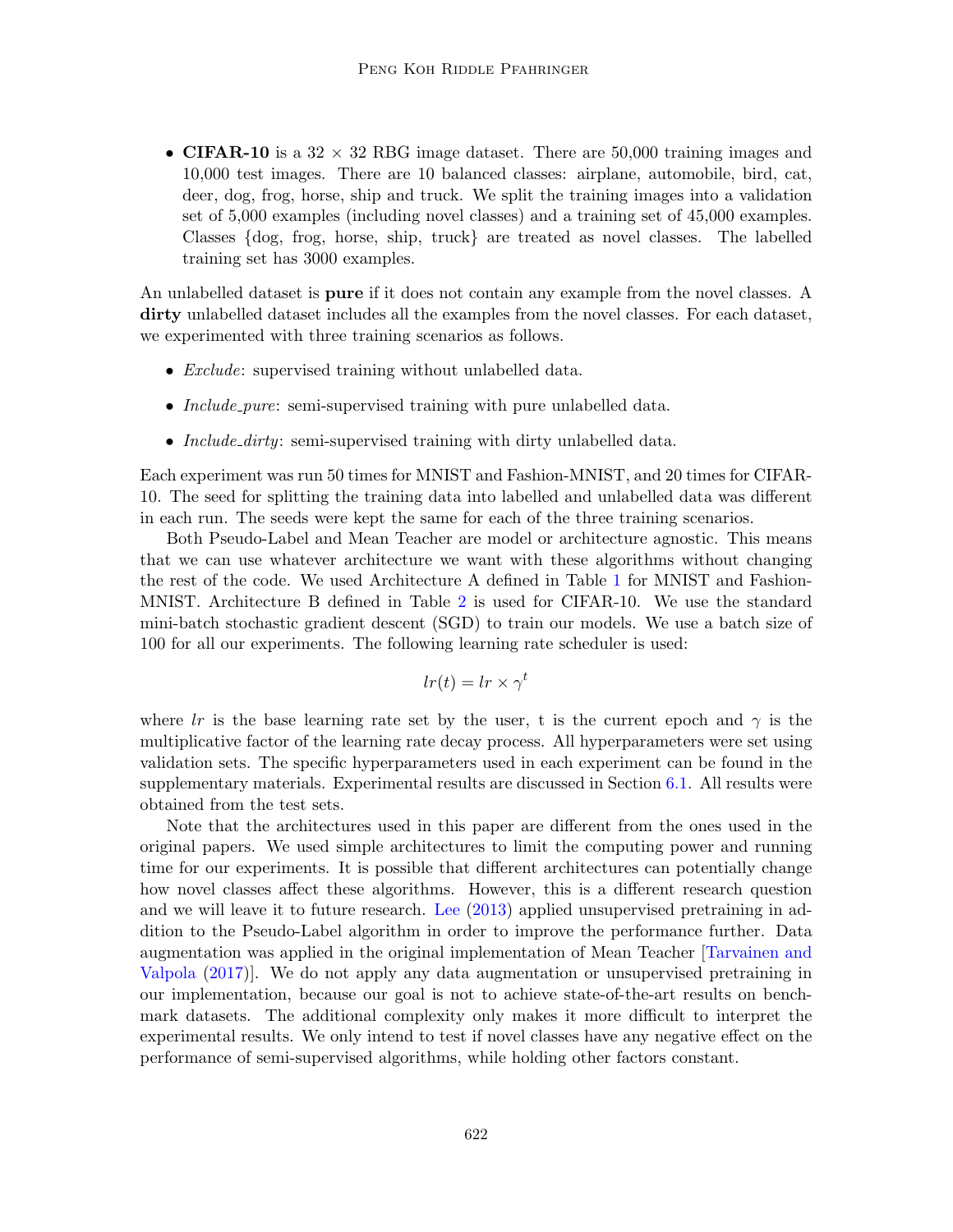- **CIFAR-10** is a $32 \times 32$ RBG image dataset. There are 50,000 training images and 10,000 test images. There are 10 balanced classes: airplane, automobile, bird, cat, deer, dog, frog, horse, ship and truck. We split the training images into a validation set of 5,000 examples (including novel classes) and a training set of 45,000 examples. Classes {dog, frog, horse, ship, truck} are treated as novel classes. The labelled training set has 3000 examples.

An unlabelled dataset is **pure** if it does not contain any example from the novel classes. A **dirty** unlabelled dataset includes all the examples from the novel classes. For each dataset, we experimented with three training scenarios as follows.

- *Exclude*: supervised training without unlabelled data.
- *Include_pure*: semi-supervised training with pure unlabelled data.
- *Include_dirty*: semi-supervised training with dirty unlabelled data.

Each experiment was run 50 times for MNIST and Fashion-MNIST, and 20 times for CIFAR-10. The seed for splitting the training data into labelled and unlabelled data was different in each run. The seeds were kept the same for each of the three training scenarios.

Both Pseudo-Label and Mean Teacher are model or architecture agnostic. This means that we can use whatever architecture we want with these algorithms without changing the rest of the code. We used Architecture A defined in Table 1 for MNIST and Fashion-MNIST. Architecture B defined in Table 2 is used for CIFAR-10. We use the standard mini-batch stochastic gradient descent (SGD) to train our models. We use a batch size of 100 for all our experiments. The following learning rate scheduler is used:

$$lr(t) = lr \times \gamma^t$$

where $lr$ is the base learning rate set by the user, t is the current epoch and $\gamma$ is the multiplicative factor of the learning rate decay process. All hyperparameters were set using validation sets. The specific hyperparameters used in each experiment can be found in the supplementary materials. Experimental results are discussed in Section 6.1. All results were obtained from the test sets.

Note that the architectures used in this paper are different from the ones used in the original papers. We used simple architectures to limit the computing power and running time for our experiments. It is possible that different architectures can potentially change how novel classes affect these algorithms. However, this is a different research question and we will leave it to future research. Lee (2013) applied unsupervised pretraining in addition to the Pseudo-Label algorithm in order to improve the performance further. Data augmentation was applied in the original implementation of Mean Teacher [Tarvainen and Valpola (2017)]. We do not apply any data augmentation or unsupervised pretraining in our implementation, because our goal is not to achieve state-of-the-art results on benchmark datasets. The additional complexity only makes it more difficult to interpret the experimental results. We only intend to test if novel classes have any negative effect on the performance of semi-supervised algorithms, while holding other factors constant.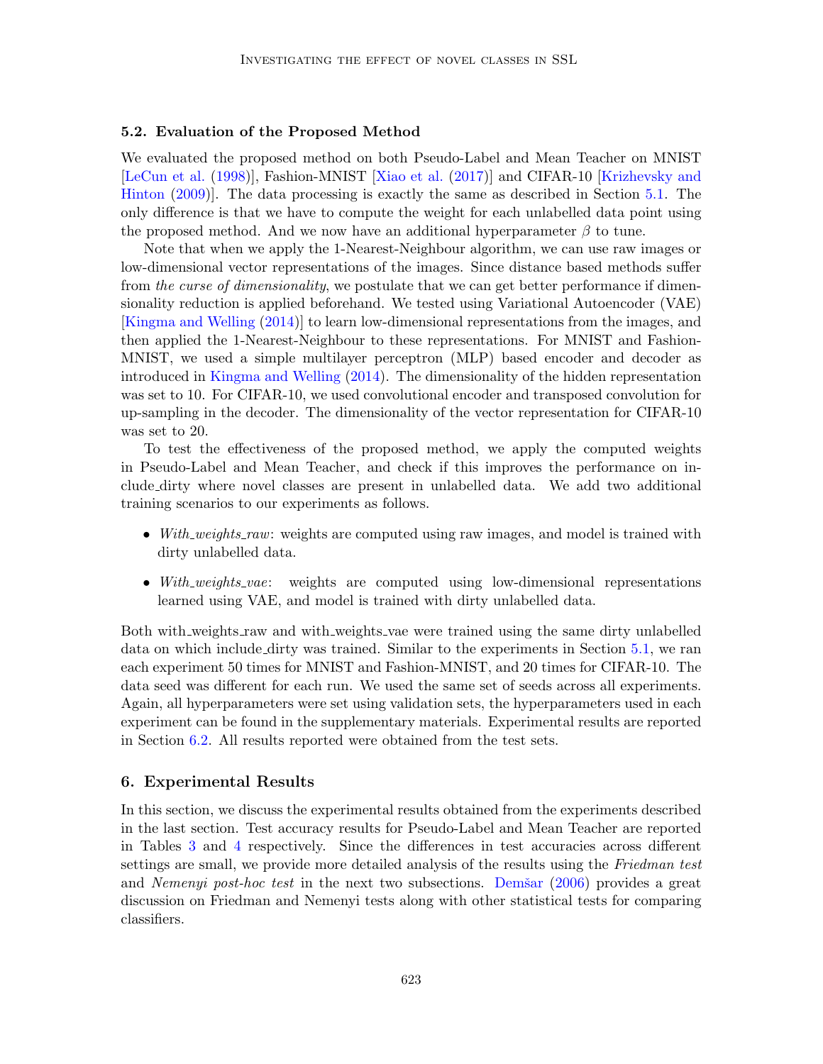### 5.2. Evaluation of the Proposed Method

We evaluated the proposed method on both Pseudo-Label and Mean Teacher on MNIST [LeCun et al. (1998)], Fashion-MNIST [Xiao et al. (2017)] and CIFAR-10 [Krizhevsky and Hinton (2009)]. The data processing is exactly the same as described in Section 5.1. The only difference is that we have to compute the weight for each unlabelled data point using the proposed method. And we now have an additional hyperparameter $\beta$ to tune.

Note that when we apply the 1-Nearest-Neighbour algorithm, we can use raw images or low-dimensional vector representations of the images. Since distance based methods suffer from *the curse of dimensionality*, we postulate that we can get better performance if dimensionality reduction is applied beforehand. We tested using Variational Autoencoder (VAE) [Kingma and Welling (2014)] to learn low-dimensional representations from the images, and then applied the 1-Nearest-Neighbour to these representations. For MNIST and Fashion-MNIST, we used a simple multilayer perceptron (MLP) based encoder and decoder as introduced in Kingma and Welling (2014). The dimensionality of the hidden representation was set to 10. For CIFAR-10, we used convolutional encoder and transposed convolution for up-sampling in the decoder. The dimensionality of the vector representation for CIFAR-10 was set to 20.

To test the effectiveness of the proposed method, we apply the computed weights in Pseudo-Label and Mean Teacher, and check if this improves the performance on include_dirty where novel classes are present in unlabelled data. We add two additional training scenarios to our experiments as follows.

- *With_weights_raw*: weights are computed using raw images, and model is trained with dirty unlabelled data.
- *With_weights_vae*: weights are computed using low-dimensional representations learned using VAE, and model is trained with dirty unlabelled data.

Both with_weights_raw and with_weights_vae were trained using the same dirty unlabelled data on which include_dirty was trained. Similar to the experiments in Section 5.1, we ran each experiment 50 times for MNIST and Fashion-MNIST, and 20 times for CIFAR-10. The data seed was different for each run. We used the same set of seeds across all experiments. Again, all hyperparameters were set using validation sets, the hyperparameters used in each experiment can be found in the supplementary materials. Experimental results are reported in Section 6.2. All results reported were obtained from the test sets.

## 6. Experimental Results

In this section, we discuss the experimental results obtained from the experiments described in the last section. Test accuracy results for Pseudo-Label and Mean Teacher are reported in Tables 3 and 4 respectively. Since the differences in test accuracies across different settings are small, we provide more detailed analysis of the results using the *Friedman test* and *Nemenyi post-hoc test* in the next two subsections. Demšar (2006) provides a great discussion on Friedman and Nemenyi tests along with other statistical tests for comparing classifiers.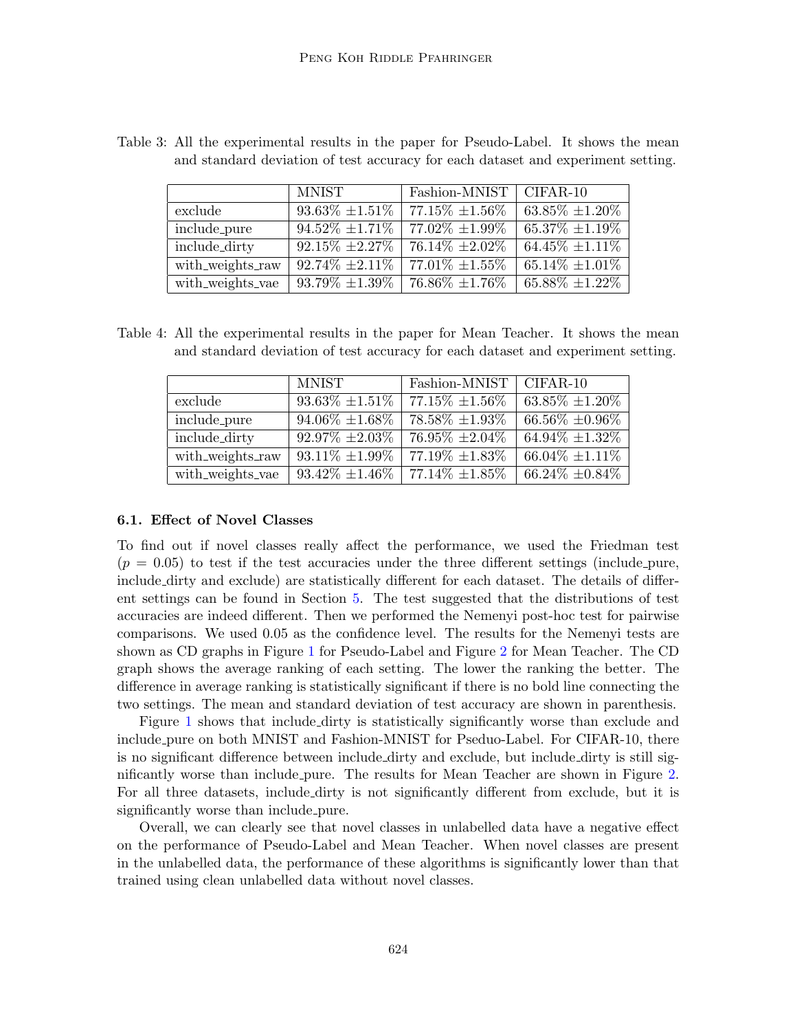Table 3: All the experimental results in the paper for Pseudo-Label. It shows the mean and standard deviation of test accuracy for each dataset and experiment setting.

| | MNIST | Fashion-MNIST | CIFAR-10 |
|---|---|---|---|
| exclude | 93.63% ±1.51% | 77.15% ±1.56% | 63.85% ±1.20% |
| include_pure | 94.52% ±1.71% | 77.02% ±1.99% | 65.37% ±1.19% |
| include_dirty | 92.15% ±2.27% | 76.14% ±2.02% | 64.45% ±1.11% |
| with_weights_raw | 92.74% ±2.11% | 77.01% ±1.55% | 65.14% ±1.01% |
| with_weights_vae | 93.79% ±1.39% | 76.86% ±1.76% | 65.88% ±1.22% |

Table 4: All the experimental results in the paper for Mean Teacher. It shows the mean and standard deviation of test accuracy for each dataset and experiment setting.

| | MNIST | Fashion-MNIST | CIFAR-10 |
|---|---|---|---|
| exclude | 93.63% ±1.51% | 77.15% ±1.56% | 63.85% ±1.20% |
| include_pure | 94.06% ±1.68% | 78.58% ±1.93% | 66.56% ±0.96% |
| include_dirty | 92.97% ±2.03% | 76.95% ±2.04% | 64.94% ±1.32% |
| with_weights_raw | 93.11% ±1.99% | 77.19% ±1.83% | 66.04% ±1.11% |
| with_weights_vae | 93.42% ±1.46% | 77.14% ±1.85% | 66.24% ±0.84% |

### 6.1. Effect of Novel Classes

To find out if novel classes really affect the performance, we used the Friedman test ($p = 0.05$) to test if the test accuracies under the three different settings (include_pure, include_dirty and exclude) are statistically different for each dataset. The details of different settings can be found in Section 5. The test suggested that the distributions of test accuracies are indeed different. Then we performed the Nemenyi post-hoc test for pairwise comparisons. We used 0.05 as the confidence level. The results for the Nemenyi tests are shown as CD graphs in Figure 1 for Pseudo-Label and Figure 2 for Mean Teacher. The CD graph shows the average ranking of each setting. The lower the ranking the better. The difference in average ranking is statistically significant if there is no bold line connecting the two settings. The mean and standard deviation of test accuracy are shown in parenthesis.

Figure 1 shows that include_dirty is statistically significantly worse than exclude and include_pure on both MNIST and Fashion-MNIST for Pseduo-Label. For CIFAR-10, there is no significant difference between include_dirty and exclude, but include_dirty is still significantly worse than include_pure. The results for Mean Teacher are shown in Figure 2. For all three datasets, include_dirty is not significantly different from exclude, but it is significantly worse than include_pure.

Overall, we can clearly see that novel classes in unlabelled data have a negative effect on the performance of Pseudo-Label and Mean Teacher. When novel classes are present in the unlabelled data, the performance of these algorithms is significantly lower than that trained using clean unlabelled data without novel classes.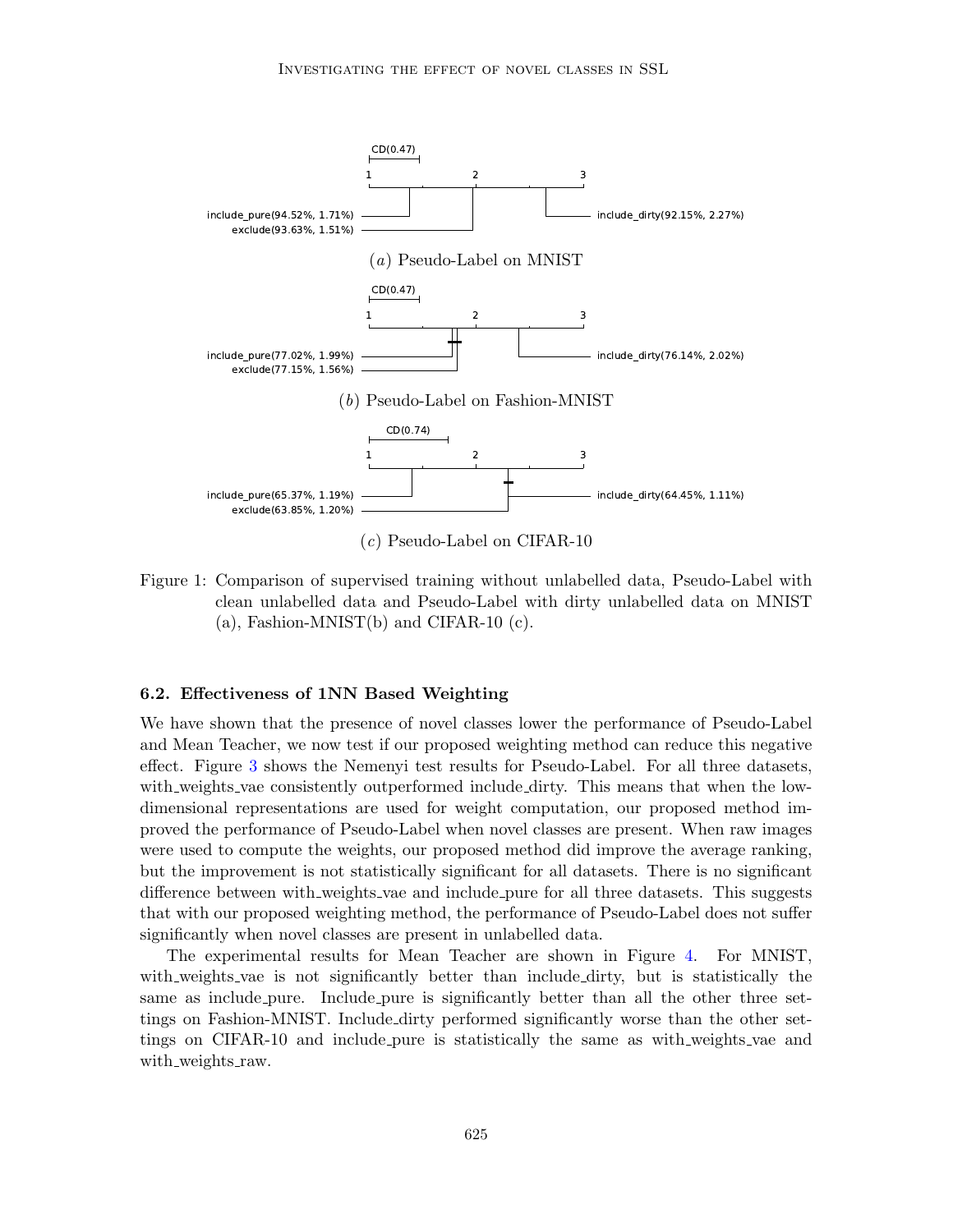CD(0.47)

1 2 3

include_pure(94.52%, 1.71%)
exclude(93.63%, 1.51%)
include_dirty(92.15%, 2.27%)

(*a*) Pseudo-Label on MNIST

CD(0.47)

1 2 3

include_pure(77.02%, 1.99%)
exclude(77.15%, 1.56%)
include_dirty(76.14%, 2.02%)

(*b*) Pseudo-Label on Fashion-MNIST

CD(0.74)

1 2 3

include_pure(65.37%, 1.19%)
exclude(63.85%, 1.20%)
include_dirty(64.45%, 1.11%)

(*c*) Pseudo-Label on CIFAR-10

Figure 1: Comparison of supervised training without unlabelled data, Pseudo-Label with clean unlabelled data and Pseudo-Label with dirty unlabelled data on MNIST (a), Fashion-MNIST(b) and CIFAR-10 (c).

### 6.2. Effectiveness of 1NN Based Weighting

We have shown that the presence of novel classes lower the performance of Pseudo-Label and Mean Teacher, we now test if our proposed weighting method can reduce this negative effect. Figure 3 shows the Nemenyi test results for Pseudo-Label. For all three datasets, with_weights_vae consistently outperformed include_dirty. This means that when the low-dimensional representations are used for weight computation, our proposed method improved the performance of Pseudo-Label when novel classes are present. When raw images were used to compute the weights, our proposed method did improve the average ranking, but the improvement is not statistically significant for all datasets. There is no significant difference between with_weights_vae and include_pure for all three datasets. This suggests that with our proposed weighting method, the performance of Pseudo-Label does not suffer significantly when novel classes are present in unlabelled data.

The experimental results for Mean Teacher are shown in Figure 4. For MNIST, with_weights_vae is not significantly better than include_dirty, but is statistically the same as include_pure. Include_pure is significantly better than all the other three settings on Fashion-MNIST. Include_dirty performed significantly worse than the other settings on CIFAR-10 and include_pure is statistically the same as with_weights_vae and with_weights_raw.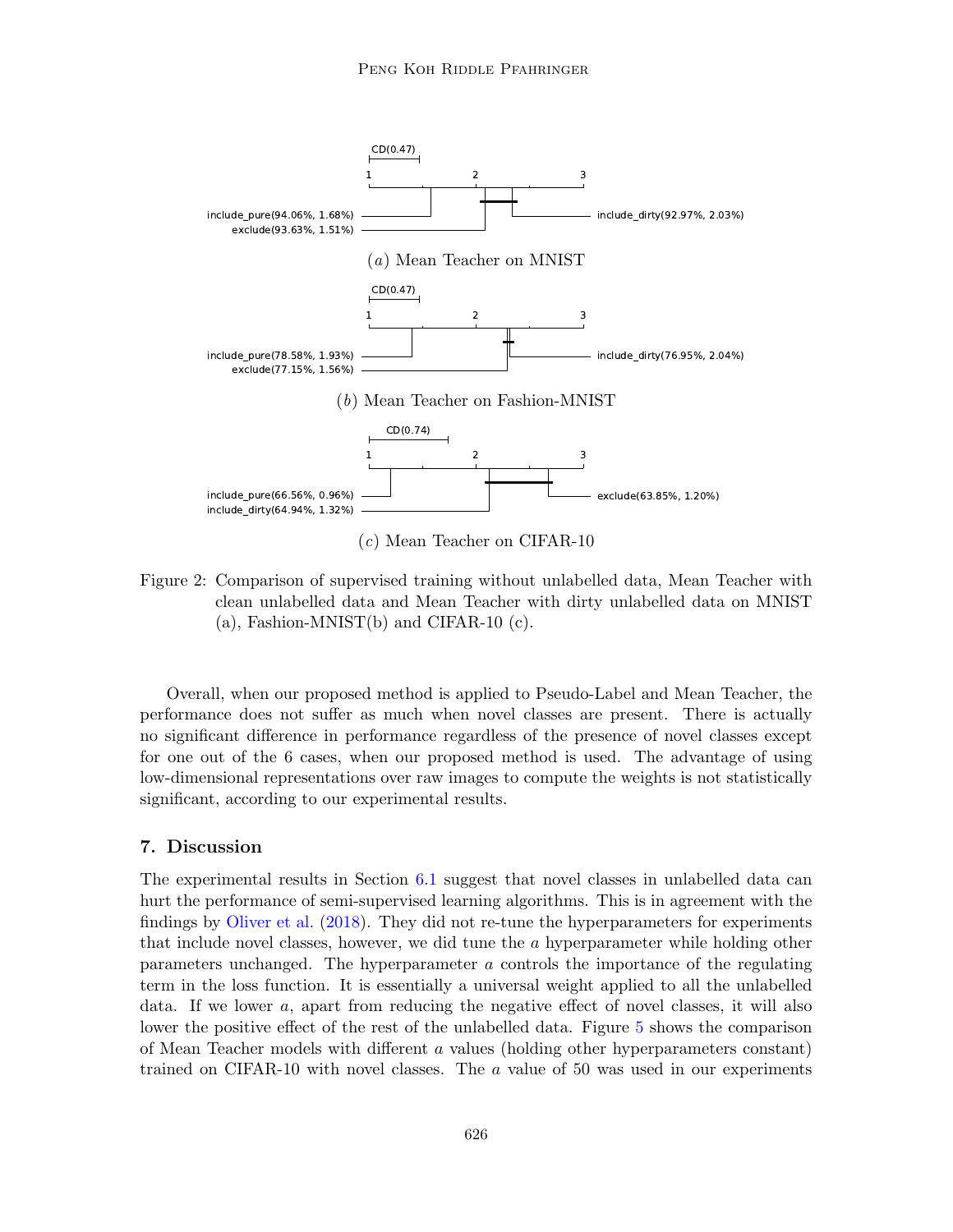CD(0.47)

include_pure(94.06%, 1.68%)
exclude(93.63%, 1.51%)
include_dirty(92.97%, 2.03%)

(*a*) Mean Teacher on MNIST

CD(0.47)

include_pure(78.58%, 1.93%)
exclude(77.15%, 1.56%)
include_dirty(76.95%, 2.04%)

(*b*) Mean Teacher on Fashion-MNIST

CD(0.74)

include_pure(66.56%, 0.96%)
include_dirty(64.94%, 1.32%)
exclude(63.85%, 1.20%)

(*c*) Mean Teacher on CIFAR-10

Figure 2: Comparison of supervised training without unlabelled data, Mean Teacher with clean unlabelled data and Mean Teacher with dirty unlabelled data on MNIST (a), Fashion-MNIST(b) and CIFAR-10 (c).

Overall, when our proposed method is applied to Pseudo-Label and Mean Teacher, the performance does not suffer as much when novel classes are present. There is actually no significant difference in performance regardless of the presence of novel classes except for one out of the 6 cases, when our proposed method is used. The advantage of using low-dimensional representations over raw images to compute the weights is not statistically significant, according to our experimental results.

## 7. Discussion

The experimental results in Section 6.1 suggest that novel classes in unlabelled data can hurt the performance of semi-supervised learning algorithms. This is in agreement with the findings by Oliver et al. (2018). They did not re-tune the hyperparameters for experiments that include novel classes, however, we did tune the $a$ hyperparameter while holding other parameters unchanged. The hyperparameter $a$ controls the importance of the regulating term in the loss function. It is essentially a universal weight applied to all the unlabelled data. If we lower $a$, apart from reducing the negative effect of novel classes, it will also lower the positive effect of the rest of the unlabelled data. Figure 5 shows the comparison of Mean Teacher models with different $a$ values (holding other hyperparameters constant) trained on CIFAR-10 with novel classes. The $a$ value of 50 was used in our experiments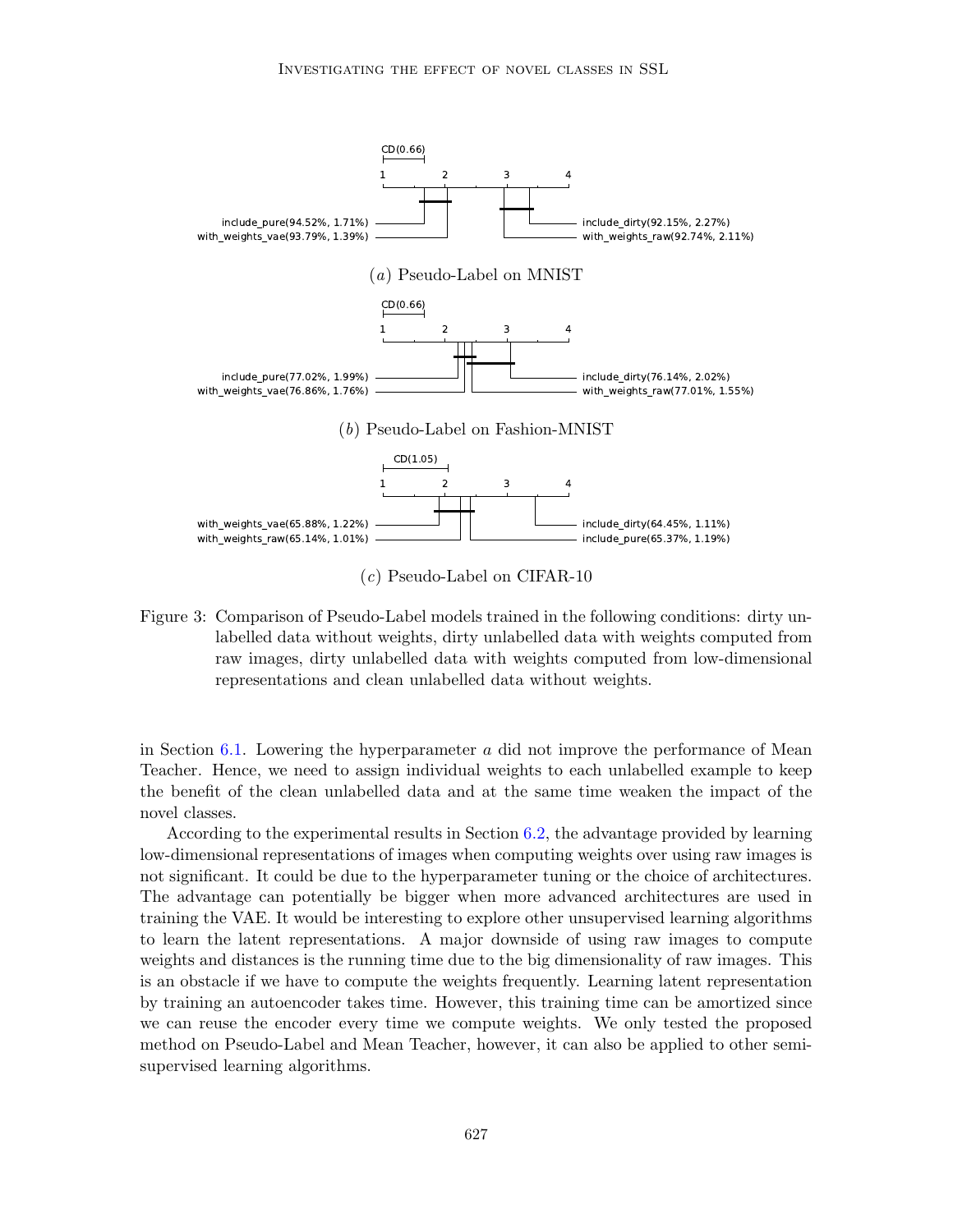CD(0.66)

include_pure(94.52%, 1.71%)
with_weights_vae(93.79%, 1.39%)
include_dirty(92.15%, 2.27%)
with_weights_raw(92.74%, 2.11%)

(a) Pseudo-Label on MNIST

CD(0.66)

include_pure(77.02%, 1.99%)
with_weights_vae(76.86%, 1.76%)
include_dirty(76.14%, 2.02%)
with_weights_raw(77.01%, 1.55%)

(b) Pseudo-Label on Fashion-MNIST

CD(1.05)

with_weights_vae(65.88%, 1.22%)
with_weights_raw(65.14%, 1.01%)
include_dirty(64.45%, 1.11%)
include_pure(65.37%, 1.19%)

(c) Pseudo-Label on CIFAR-10

Figure 3: Comparison of Pseudo-Label models trained in the following conditions: dirty unlabelled data without weights, dirty unlabelled data with weights computed from raw images, dirty unlabelled data with weights computed from low-dimensional representations and clean unlabelled data without weights.

in Section 6.1. Lowering the hyperparameter $a$ did not improve the performance of Mean Teacher. Hence, we need to assign individual weights to each unlabelled example to keep the benefit of the clean unlabelled data and at the same time weaken the impact of the novel classes.

According to the experimental results in Section 6.2, the advantage provided by learning low-dimensional representations of images when computing weights over using raw images is not significant. It could be due to the hyperparameter tuning or the choice of architectures. The advantage can potentially be bigger when more advanced architectures are used in training the VAE. It would be interesting to explore other unsupervised learning algorithms to learn the latent representations. A major downside of using raw images to compute weights and distances is the running time due to the big dimensionality of raw images. This is an obstacle if we have to compute the weights frequently. Learning latent representation by training an autoencoder takes time. However, this training time can be amortized since we can reuse the encoder every time we compute weights. We only tested the proposed method on Pseudo-Label and Mean Teacher, however, it can also be applied to other semi-supervised learning algorithms.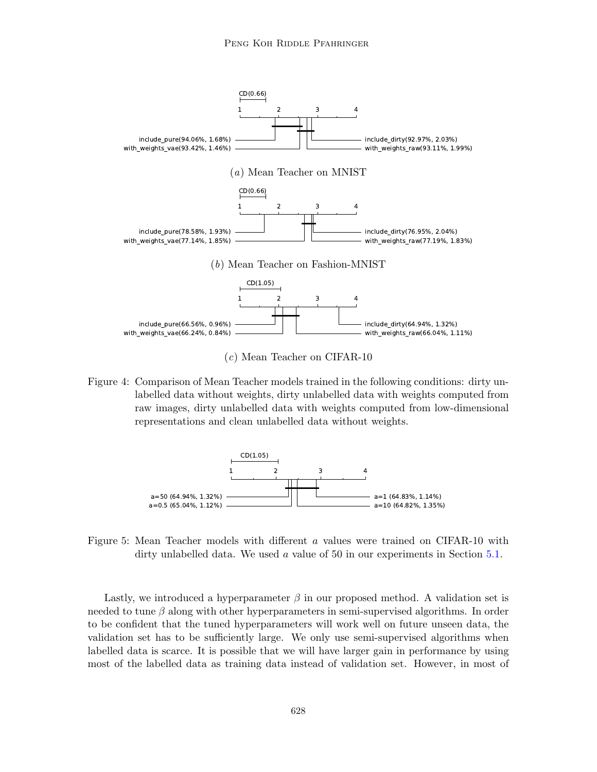CD(0.66)

1 2 3 4

include_pure(94.06%, 1.68%)
with_weights_vae(93.42%, 1.46%)
include_dirty(92.97%, 2.03%)
with_weights_raw(93.11%, 1.99%)

(*a*) Mean Teacher on MNIST

CD(0.66)

1 2 3 4

include_pure(78.58%, 1.93%)
with_weights_vae(77.14%, 1.85%)
include_dirty(76.95%, 2.04%)
with_weights_raw(77.19%, 1.83%)

(*b*) Mean Teacher on Fashion-MNIST

CD(1.05)

1 2 3 4

include_pure(66.56%, 0.96%)
with_weights_vae(66.24%, 0.84%)
include_dirty(64.94%, 1.32%)
with_weights_raw(66.04%, 1.11%)

(*c*) Mean Teacher on CIFAR-10

Figure 4: Comparison of Mean Teacher models trained in the following conditions: dirty unlabelled data without weights, dirty unlabelled data with weights computed from raw images, dirty unlabelled data with weights computed from low-dimensional representations and clean unlabelled data without weights.

CD(1.05)

1 2 3 4

a=50 (64.94%, 1.32%)
a=0.5 (65.04%, 1.12%)
a=1 (64.83%, 1.14%)
a=10 (64.82%, 1.35%)

Figure 5: Mean Teacher models with different $a$ values were trained on CIFAR-10 with dirty unlabelled data. We used $a$ value of 50 in our experiments in Section 5.1.

Lastly, we introduced a hyperparameter $\beta$ in our proposed method. A validation set is needed to tune $\beta$ along with other hyperparameters in semi-supervised algorithms. In order to be confident that the tuned hyperparameters will work well on future unseen data, the validation set has to be sufficiently large. We only use semi-supervised algorithms when labelled data is scarce. It is possible that we will have larger gain in performance by using most of the labelled data as training data instead of validation set. However, in most of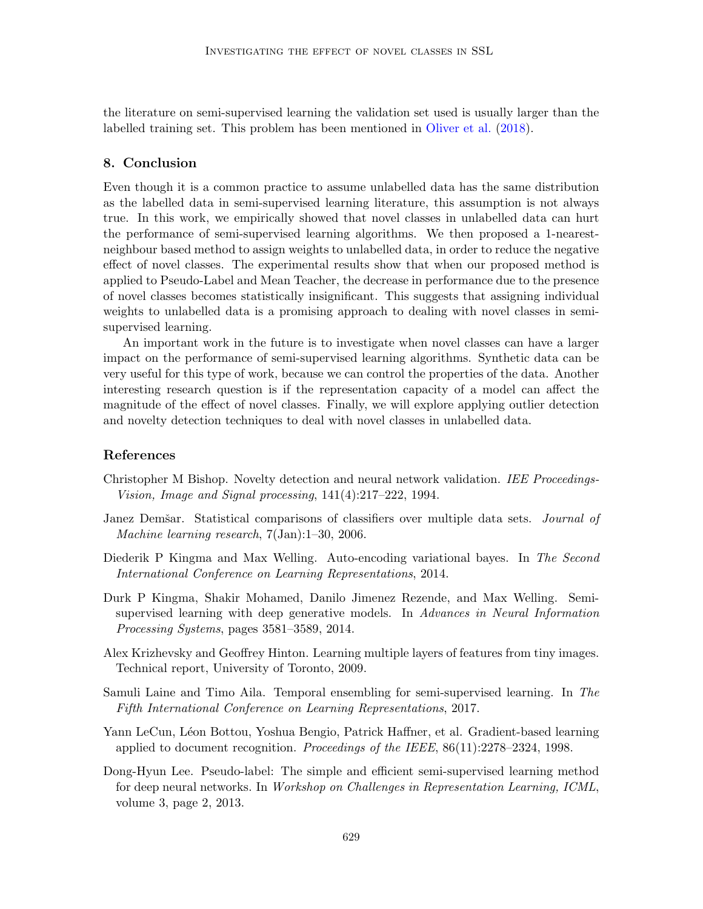the literature on semi-supervised learning the validation set used is usually larger than the labelled training set. This problem has been mentioned in Oliver et al. (2018).

## 8. Conclusion

Even though it is a common practice to assume unlabelled data has the same distribution as the labelled data in semi-supervised learning literature, this assumption is not always true. In this work, we empirically showed that novel classes in unlabelled data can hurt the performance of semi-supervised learning algorithms. We then proposed a 1-nearest-neighbour based method to assign weights to unlabelled data, in order to reduce the negative effect of novel classes. The experimental results show that when our proposed method is applied to Pseudo-Label and Mean Teacher, the decrease in performance due to the presence of novel classes becomes statistically insignificant. This suggests that assigning individual weights to unlabelled data is a promising approach to dealing with novel classes in semi-supervised learning.

An important work in the future is to investigate when novel classes can have a larger impact on the performance of semi-supervised learning algorithms. Synthetic data can be very useful for this type of work, because we can control the properties of the data. Another interesting research question is if the representation capacity of a model can affect the magnitude of the effect of novel classes. Finally, we will explore applying outlier detection and novelty detection techniques to deal with novel classes in unlabelled data.

## References

Christopher M Bishop. Novelty detection and neural network validation. *IEE Proceedings-Vision, Image and Signal processing*, 141(4):217–222, 1994.

Janez Demšar. Statistical comparisons of classifiers over multiple data sets. *Journal of Machine learning research*, 7(Jan):1–30, 2006.

Diederik P Kingma and Max Welling. Auto-encoding variational bayes. In *The Second International Conference on Learning Representations*, 2014.

Durk P Kingma, Shakir Mohamed, Danilo Jimenez Rezende, and Max Welling. Semi-supervised learning with deep generative models. In *Advances in Neural Information Processing Systems*, pages 3581–3589, 2014.

Alex Krizhevsky and Geoffrey Hinton. Learning multiple layers of features from tiny images. Technical report, University of Toronto, 2009.

Samuli Laine and Timo Aila. Temporal ensembling for semi-supervised learning. In *The Fifth International Conference on Learning Representations*, 2017.

Yann LeCun, Léon Bottou, Yoshua Bengio, Patrick Haffner, et al. Gradient-based learning applied to document recognition. *Proceedings of the IEEE*, 86(11):2278–2324, 1998.

Dong-Hyun Lee. Pseudo-label: The simple and efficient semi-supervised learning method for deep neural networks. In *Workshop on Challenges in Representation Learning, ICML*, volume 3, page 2, 2013.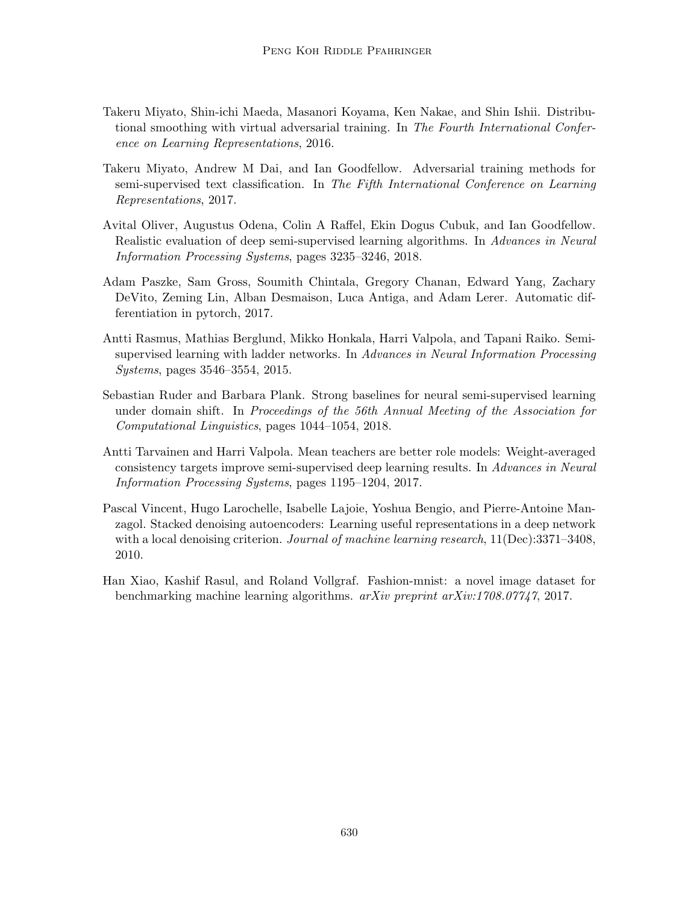Takeru Miyato, Shin-ichi Maeda, Masanori Koyama, Ken Nakae, and Shin Ishii. Distributional smoothing with virtual adversarial training. In *The Fourth International Conference on Learning Representations*, 2016.

Takeru Miyato, Andrew M Dai, and Ian Goodfellow. Adversarial training methods for semi-supervised text classification. In *The Fifth International Conference on Learning Representations*, 2017.

Avital Oliver, Augustus Odena, Colin A Raffel, Ekin Dogus Cubuk, and Ian Goodfellow. Realistic evaluation of deep semi-supervised learning algorithms. In *Advances in Neural Information Processing Systems*, pages 3235–3246, 2018.

Adam Paszke, Sam Gross, Soumith Chintala, Gregory Chanan, Edward Yang, Zachary DeVito, Zeming Lin, Alban Desmaison, Luca Antiga, and Adam Lerer. Automatic differentiation in pytorch, 2017.

Antti Rasmus, Mathias Berglund, Mikko Honkala, Harri Valpola, and Tapani Raiko. Semi-supervised learning with ladder networks. In *Advances in Neural Information Processing Systems*, pages 3546–3554, 2015.

Sebastian Ruder and Barbara Plank. Strong baselines for neural semi-supervised learning under domain shift. In *Proceedings of the 56th Annual Meeting of the Association for Computational Linguistics*, pages 1044–1054, 2018.

Antti Tarvainen and Harri Valpola. Mean teachers are better role models: Weight-averaged consistency targets improve semi-supervised deep learning results. In *Advances in Neural Information Processing Systems*, pages 1195–1204, 2017.

Pascal Vincent, Hugo Larochelle, Isabelle Lajoie, Yoshua Bengio, and Pierre-Antoine Manzagol. Stacked denoising autoencoders: Learning useful representations in a deep network with a local denoising criterion. *Journal of machine learning research*, 11(Dec):3371–3408, 2010.

Han Xiao, Kashif Rasul, and Roland Vollgraf. Fashion-mnist: a novel image dataset for benchmarking machine learning algorithms. *arXiv preprint arXiv:1708.07747*, 2017.